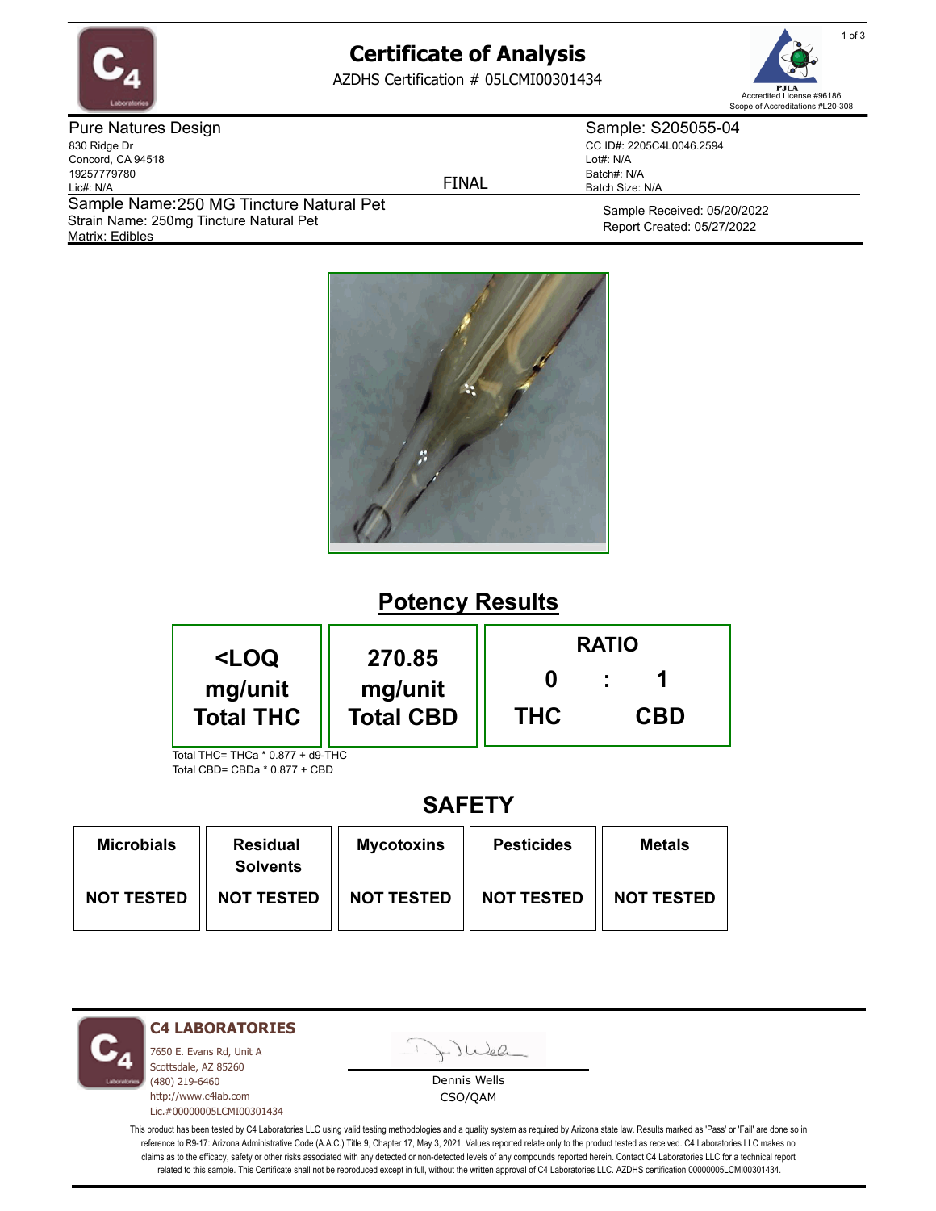# Certificate of Analysis

AZDHS Certification # 05LCMI00301434

PJLA Accredited License #96186
Scope of Accreditations #L20-308

**Pure Natures Design**
830 Ridge Dr
Concord, CA 94518
19257779780
Lic#: N/A

FINAL

**Sample: S205055-04**
CC ID#: 2205C4L0046.2594
Lot#: N/A
Batch#: N/A
Batch Size: N/A

Sample Name:250 MG Tincture Natural Pet
Strain Name: 250mg Tincture Natural Pet
Matrix: Edibles

Sample Received: 05/20/2022
Report Created: 05/27/2022

## Potency Results

| <LOQ mg/unit Total THC | 270.85 mg/unit Total CBD | RATIO 0 : 1 THC : CBD |
|---|---|---|

Total THC= THCa * 0.877 + d9-THC
Total CBD= CBDa * 0.877 + CBD

## SAFETY

| Microbials | Residual Solvents | Mycotoxins | Pesticides | Metals |
|---|---|---|---|---|
| NOT TESTED | NOT TESTED | NOT TESTED | NOT TESTED | NOT TESTED |

**C4 LABORATORIES**
7650 E. Evans Rd, Unit A
Scottsdale, AZ 85260
(480) 219-6460
http://www.c4lab.com
Lic.#00000005LCMI00301434

Dennis Wells
CSO/QAM

This product has been tested by C4 Laboratories LLC using valid testing methodologies and a quality system as required by Arizona state law. Results marked as 'Pass' or 'Fail' are done so in reference to R9-17: Arizona Administrative Code (A.A.C.) Title 9, Chapter 17, May 3, 2021. Values reported relate only to the product tested as received. C4 Laboratories LLC makes no claims as to the efficacy, safety or other risks associated with any detected or non-detected levels of any compounds reported herein. Contact C4 Laboratories LLC for a technical report related to this sample. This Certificate shall not be reproduced except in full, without the written approval of C4 Laboratories LLC. AZDHS certification 00000005LCMI00301434.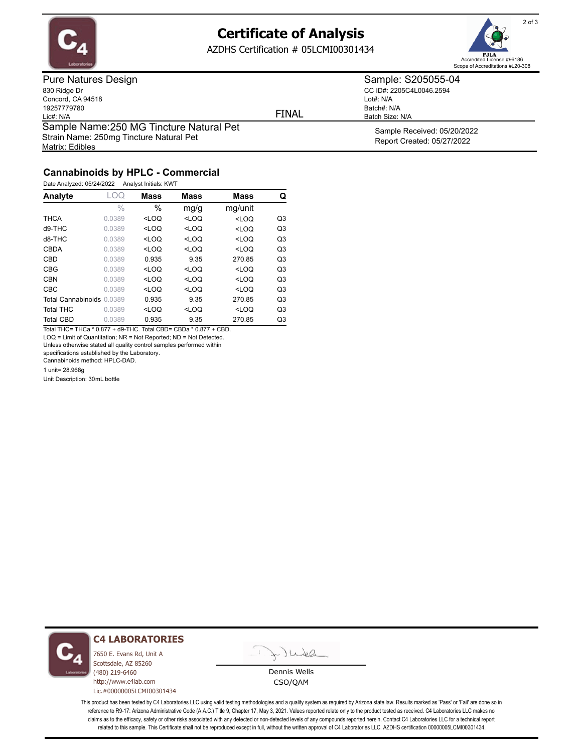# Certificate of Analysis

AZDHS Certification # 05LCMI00301434

Accredited License #96186
Scope of Accreditations #L20-308

**Pure Natures Design**
830 Ridge Dr
Concord, CA 94518
19257779780
Lic#: N/A

FINAL

**Sample: S205055-04**
CC ID#: 2205C4L0046.2594
Lot#: N/A
Batch#: N/A
Batch Size: N/A

Sample Name: 250 MG Tincture Natural Pet
Strain Name: 250mg Tincture Natural Pet
Matrix: Edibles

Sample Received: 05/20/2022
Report Created: 05/27/2022

## Cannabinoids by HPLC - Commercial

Date Analyzed: 05/24/2022 Analyst Initials: KWT

| Analyte | LOQ | Mass | Mass | Mass | Q |
|---|---|---|---|---|---|
| | % | % | mg/g | mg/unit | |
| THCA | 0.0389 | <LOQ | <LOQ | <LOQ | Q3 |
| d9-THC | 0.0389 | <LOQ | <LOQ | <LOQ | Q3 |
| d8-THC | 0.0389 | <LOQ | <LOQ | <LOQ | Q3 |
| CBDA | 0.0389 | <LOQ | <LOQ | <LOQ | Q3 |
| CBD | 0.0389 | 0.935 | 9.35 | 270.85 | Q3 |
| CBG | 0.0389 | <LOQ | <LOQ | <LOQ | Q3 |
| CBN | 0.0389 | <LOQ | <LOQ | <LOQ | Q3 |
| CBC | 0.0389 | <LOQ | <LOQ | <LOQ | Q3 |
| Total Cannabinoids | 0.0389 | 0.935 | 9.35 | 270.85 | Q3 |
| Total THC | 0.0389 | <LOQ | <LOQ | <LOQ | Q3 |
| Total CBD | 0.0389 | 0.935 | 9.35 | 270.85 | Q3 |

Total THC= THCa * 0.877 + d9-THC. Total CBD= CBDa * 0.877 + CBD.
LOQ = Limit of Quantitation; NR = Not Reported; ND = Not Detected.
Unless otherwise stated all quality control samples performed within specifications established by the Laboratory.
Cannabinoids method: HPLC-DAD.
1 unit= 28.968g
Unit Description: 30mL bottle

**C4 LABORATORIES**
7650 E. Evans Rd, Unit A
Scottsdale, AZ 85260
(480) 219-6460
http://www.c4lab.com
Lic.#00000005LCMI00301434

Dennis Wells
CSO/QAM

This product has been tested by C4 Laboratories LLC using valid testing methodologies and a quality system as required by Arizona state law. Results marked as 'Pass' or 'Fail' are done so in reference to R9-17: Arizona Administrative Code (A.A.C.) Title 9, Chapter 17, May 3, 2021. Values reported relate only to the product tested as received. C4 Laboratories LLC makes no claims as to the efficacy, safety or other risks associated with any detected or non-detected levels of any compounds reported herein. Contact C4 Laboratories LLC for a technical report related to this sample. This Certificate shall not be reproduced except in full, without the written approval of C4 Laboratories LLC. AZDHS certification 00000005LCMI00301434.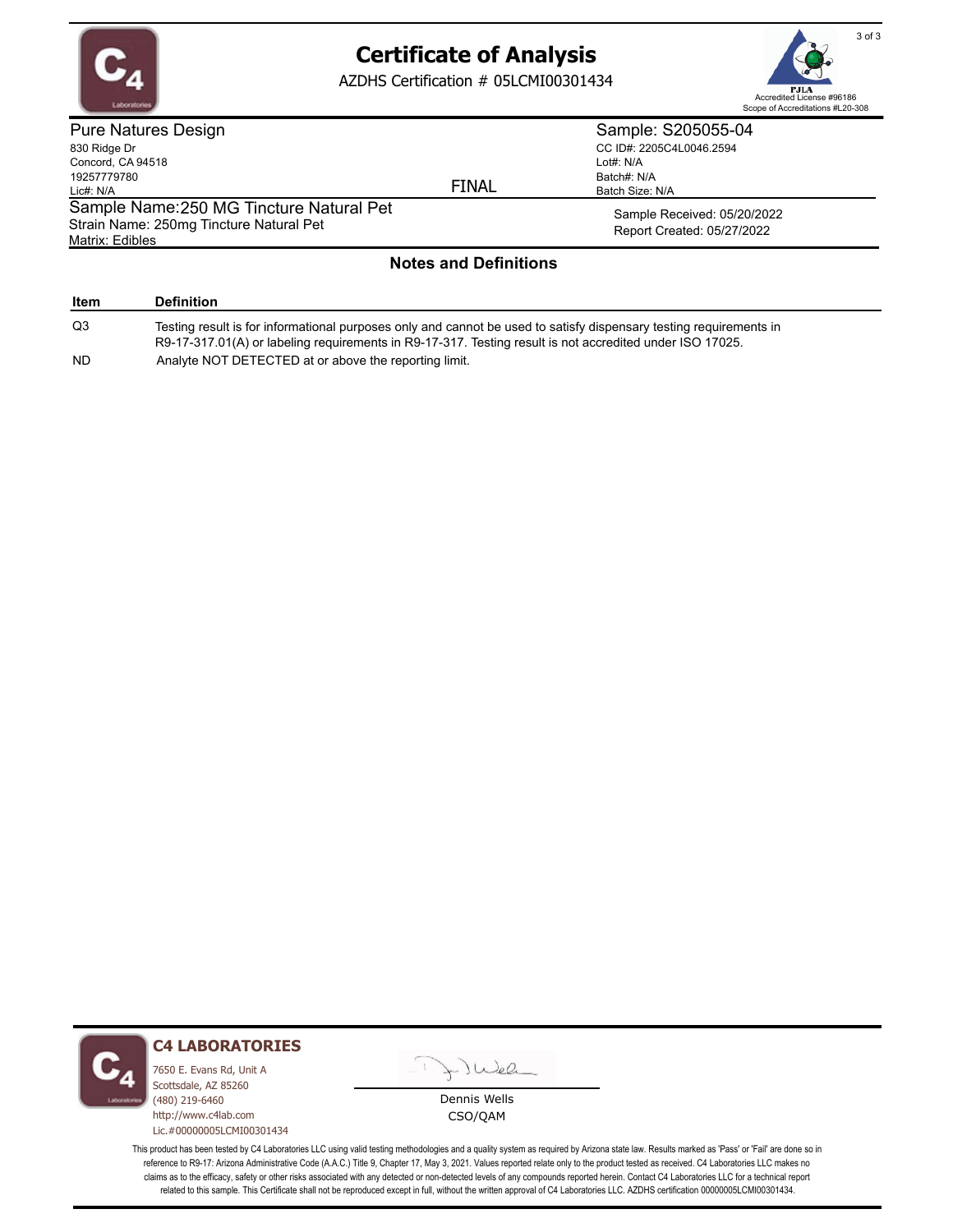# Certificate of Analysis

AZDHS Certification # 05LCMI00301434

Accredited License #96186
Scope of Accreditations #L20-308

**Pure Natures Design**
830 Ridge Dr
Concord, CA 94518
19257779780
Lic#: N/A

FINAL

**Sample: S205055-04**
CC ID#: 2205C4L0046.2594
Lot#: N/A
Batch#: N/A
Batch Size: N/A

Sample Name:250 MG Tincture Natural Pet
Strain Name: 250mg Tincture Natural Pet
Matrix: Edibles

Sample Received: 05/20/2022
Report Created: 05/27/2022

## Notes and Definitions

| Item | Definition |
|---|---|
| Q3 | Testing result is for informational purposes only and cannot be used to satisfy dispensary testing requirements in R9-17-317.01(A) or labeling requirements in R9-17-317. Testing result is not accredited under ISO 17025. |
| ND | Analyte NOT DETECTED at or above the reporting limit. |

**C4 LABORATORIES**
7650 E. Evans Rd, Unit A
Scottsdale, AZ 85260
(480) 219-6460
http://www.c4lab.com
Lic.#00000005LCMI00301434

Dennis Wells
CSO/QAM

This product has been tested by C4 Laboratories LLC using valid testing methodologies and a quality system as required by Arizona state law. Results marked as 'Pass' or 'Fail' are done so in reference to R9-17: Arizona Administrative Code (A.A.C.) Title 9, Chapter 17, May 3, 2021. Values reported relate only to the product tested as received. C4 Laboratories LLC makes no claims as to the efficacy, safety or other risks associated with any detected or non-detected levels of any compounds reported herein. Contact C4 Laboratories LLC for a technical report related to this sample. This Certificate shall not be reproduced except in full, without the written approval of C4 Laboratories LLC. AZDHS certification 00000005LCMI00301434.